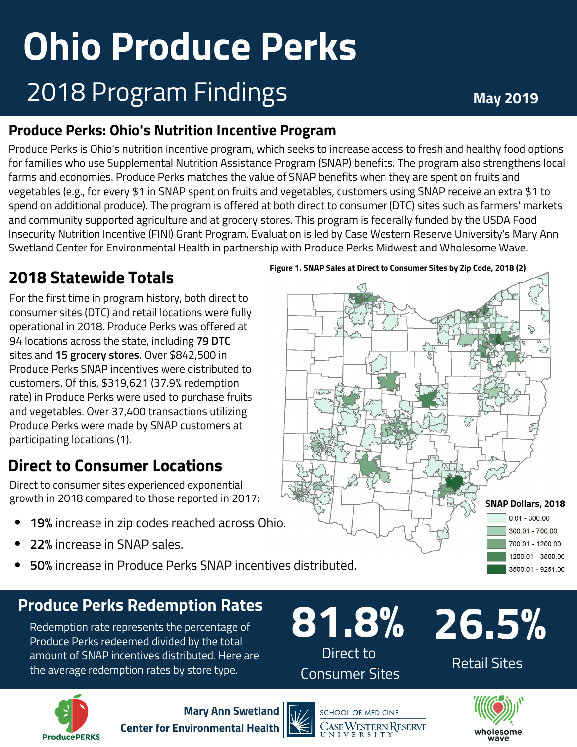# Ohio Produce Perks

## 2018 Program Findings

May 2019

### Produce Perks: Ohio's Nutrition Incentive Program

Produce Perks is Ohio's nutrition incentive program, which seeks to increase access to fresh and healthy food options for families who use Supplemental Nutrition Assistance Program (SNAP) benefits. The program also strengthens local farms and economies. Produce Perks matches the value of SNAP benefits when they are spent on fruits and vegetables (e.g., for every $1 in SNAP spent on fruits and vegetables, customers using SNAP receive an extra $1 to spend on additional produce). The program is offered at both direct to consumer (DTC) sites such as farmers' markets and community supported agriculture and at grocery stores. This program is federally funded by the USDA Food Insecurity Nutrition Incentive (FINI) Grant Program. Evaluation is led by Case Western Reserve University's Mary Ann Swetland Center for Environmental Health in partnership with Produce Perks Midwest and Wholesome Wave.

## 2018 Statewide Totals

For the first time in program history, both direct to consumer sites (DTC) and retail locations were fully operational in 2018. Produce Perks was offered at 94 locations across the state, including **79 DTC** sites and **15 grocery stores**. Over $842,500 in Produce Perks SNAP incentives were distributed to customers. Of this, $319,621 (37.9% redemption rate) in Produce Perks were used to purchase fruits and vegetables. Over 37,400 transactions utilizing Produce Perks were made by SNAP customers at participating locations (1).

**Figure 1. SNAP Sales at Direct to Consumer Sites by Zip Code, 2018 (2)**

**SNAP Dollars, 2018**

- 0.01 - 300.00
- 300.01 - 700.00
- 700.01 - 1200.00
- 1200.01 - 3500.00
- 3500.01 - 9251.00

## Direct to Consumer Locations

Direct to consumer sites experienced exponential growth in 2018 compared to those reported in 2017:

- **19%** increase in zip codes reached across Ohio.
- **22%** increase in SNAP sales.
- **50%** increase in Produce Perks SNAP incentives distributed.

## Produce Perks Redemption Rates

Redemption rate represents the percentage of Produce Perks redeemed divided by the total amount of SNAP incentives distributed. Here are the average redemption rates by store type.

**81.8%** Direct to Consumer Sites

**26.5%** Retail Sites

ProducePERKS

Mary Ann Swetland Center for Environmental Health

School of Medicine Case Western Reserve University

wholesome wave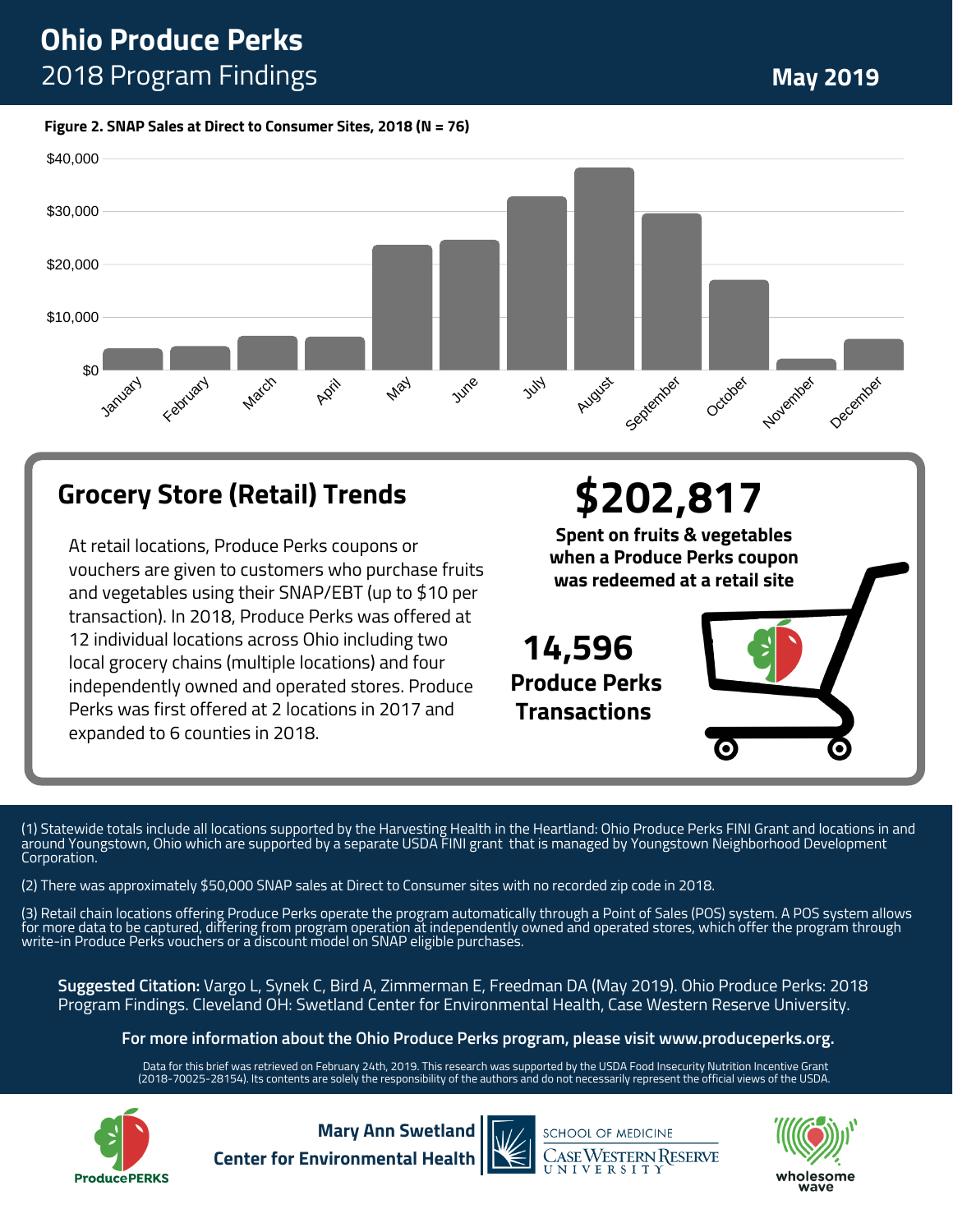# Ohio Produce Perks

2018 Program Findings

**May 2019**

**Figure 2. SNAP Sales at Direct to Consumer Sites, 2018 (N = 76)**

$40,000
$30,000
$20,000
$10,000
$0

January
February
March
April
May
June
July
August
September
October
November
December

## Grocery Store (Retail) Trends

At retail locations, Produce Perks coupons or vouchers are given to customers who purchase fruits and vegetables using their SNAP/EBT (up to $10 per transaction). In 2018, Produce Perks was offered at 12 individual locations across Ohio including two local grocery chains (multiple locations) and four independently owned and operated stores. Produce Perks was first offered at 2 locations in 2017 and expanded to 6 counties in 2018.

**$202,817**

**Spent on fruits & vegetables when a Produce Perks coupon was redeemed at a retail site**

**14,596**

**Produce Perks Transactions**

(1) Statewide totals include all locations supported by the Harvesting Health in the Heartland: Ohio Produce Perks FINI Grant and locations in and around Youngstown, Ohio which are supported by a separate USDA FINI grant that is managed by Youngstown Neighborhood Development Corporation.

(2) There was approximately $50,000 SNAP sales at Direct to Consumer sites with no recorded zip code in 2018.

(3) Retail chain locations offering Produce Perks operate the program automatically through a Point of Sales (POS) system. A POS system allows for more data to be captured, differing from program operation at independently owned and operated stores, which offer the program through write-in Produce Perks vouchers or a discount model on SNAP eligible purchases.

**Suggested Citation:** Vargo L, Synek C, Bird A, Zimmerman E, Freedman DA (May 2019). Ohio Produce Perks: 2018 Program Findings. Cleveland OH: Swetland Center for Environmental Health, Case Western Reserve University.

**For more information about the Ohio Produce Perks program, please visit www.produceperks.org.**

Data for this brief was retrieved on February 24th, 2019. This research was supported by the USDA Food Insecurity Nutrition Incentive Grant (2018-70025-28154). Its contents are solely the responsibility of the authors and do not necessarily represent the official views of the USDA.

ProducePERKS

**Mary Ann Swetland Center for Environmental Health**

SCHOOL OF MEDICINE CASE WESTERN RESERVE UNIVERSITY

wholesome wave